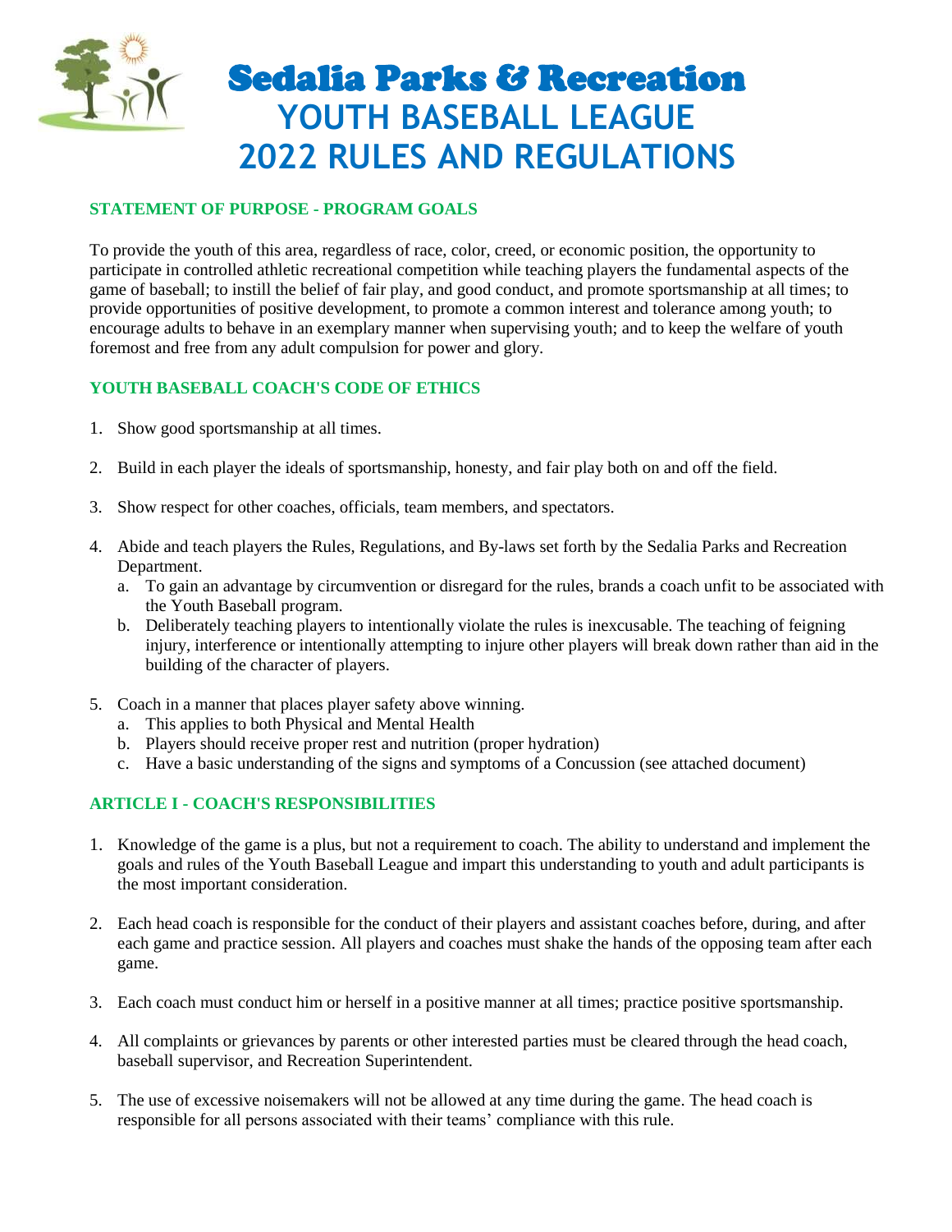# Sedalia Parks & Recreation
# YOUTH BASEBALL LEAGUE
# 2022 RULES AND REGULATIONS

## STATEMENT OF PURPOSE - PROGRAM GOALS

To provide the youth of this area, regardless of race, color, creed, or economic position, the opportunity to participate in controlled athletic recreational competition while teaching players the fundamental aspects of the game of baseball; to instill the belief of fair play, and good conduct, and promote sportsmanship at all times; to provide opportunities of positive development, to promote a common interest and tolerance among youth; to encourage adults to behave in an exemplary manner when supervising youth; and to keep the welfare of youth foremost and free from any adult compulsion for power and glory.

## YOUTH BASEBALL COACH'S CODE OF ETHICS

1. Show good sportsmanship at all times.

2. Build in each player the ideals of sportsmanship, honesty, and fair play both on and off the field.

3. Show respect for other coaches, officials, team members, and spectators.

4. Abide and teach players the Rules, Regulations, and By-laws set forth by the Sedalia Parks and Recreation Department.
   a. To gain an advantage by circumvention or disregard for the rules, brands a coach unfit to be associated with the Youth Baseball program.
   b. Deliberately teaching players to intentionally violate the rules is inexcusable. The teaching of feigning injury, interference or intentionally attempting to injure other players will break down rather than aid in the building of the character of players.

5. Coach in a manner that places player safety above winning.
   a. This applies to both Physical and Mental Health
   b. Players should receive proper rest and nutrition (proper hydration)
   c. Have a basic understanding of the signs and symptoms of a Concussion (see attached document)

## ARTICLE I - COACH'S RESPONSIBILITIES

1. Knowledge of the game is a plus, but not a requirement to coach. The ability to understand and implement the goals and rules of the Youth Baseball League and impart this understanding to youth and adult participants is the most important consideration.

2. Each head coach is responsible for the conduct of their players and assistant coaches before, during, and after each game and practice session. All players and coaches must shake the hands of the opposing team after each game.

3. Each coach must conduct him or herself in a positive manner at all times; practice positive sportsmanship.

4. All complaints or grievances by parents or other interested parties must be cleared through the head coach, baseball supervisor, and Recreation Superintendent.

5. The use of excessive noisemakers will not be allowed at any time during the game. The head coach is responsible for all persons associated with their teams' compliance with this rule.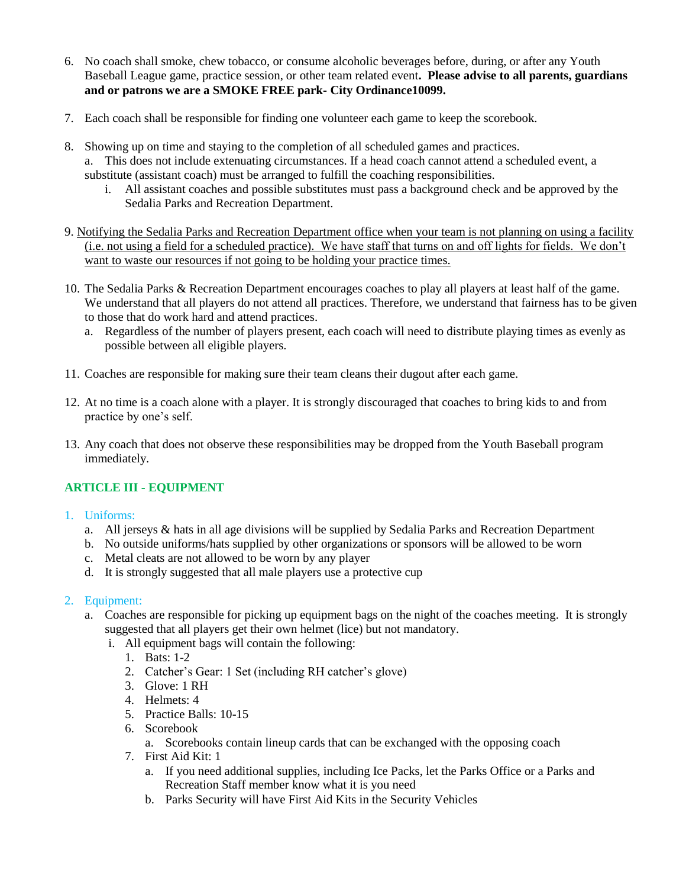6. No coach shall smoke, chew tobacco, or consume alcoholic beverages before, during, or after any Youth Baseball League game, practice session, or other team related event**. Please advise to all parents, guardians and or patrons we are a SMOKE FREE park- City Ordinance10099.**

7. Each coach shall be responsible for finding one volunteer each game to keep the scorebook.

8. Showing up on time and staying to the completion of all scheduled games and practices.
   a. This does not include extenuating circumstances. If a head coach cannot attend a scheduled event, a substitute (assistant coach) must be arranged to fulfill the coaching responsibilities.
      i. All assistant coaches and possible substitutes must pass a background check and be approved by the Sedalia Parks and Recreation Department.

9. <u>Notifying the Sedalia Parks and Recreation Department office when your team is not planning on using a facility (i.e. not using a field for a scheduled practice). We have staff that turns on and off lights for fields. We don't want to waste our resources if not going to be holding your practice times.</u>

10. The Sedalia Parks & Recreation Department encourages coaches to play all players at least half of the game. We understand that all players do not attend all practices. Therefore, we understand that fairness has to be given to those that do work hard and attend practices.
    a. Regardless of the number of players present, each coach will need to distribute playing times as evenly as possible between all eligible players.

11. Coaches are responsible for making sure their team cleans their dugout after each game.

12. At no time is a coach alone with a player. It is strongly discouraged that coaches to bring kids to and from practice by one's self.

13. Any coach that does not observe these responsibilities may be dropped from the Youth Baseball program immediately.

## ARTICLE III - EQUIPMENT

1. Uniforms:
   a. All jerseys & hats in all age divisions will be supplied by Sedalia Parks and Recreation Department
   b. No outside uniforms/hats supplied by other organizations or sponsors will be allowed to be worn
   c. Metal cleats are not allowed to be worn by any player
   d. It is strongly suggested that all male players use a protective cup

2. Equipment:
   a. Coaches are responsible for picking up equipment bags on the night of the coaches meeting. It is strongly suggested that all players get their own helmet (lice) but not mandatory.
      i. All equipment bags will contain the following:
         1. Bats: 1-2
         2. Catcher's Gear: 1 Set (including RH catcher's glove)
         3. Glove: 1 RH
         4. Helmets: 4
         5. Practice Balls: 10-15
         6. Scorebook
            a. Scorebooks contain lineup cards that can be exchanged with the opposing coach
         7. First Aid Kit: 1
            a. If you need additional supplies, including Ice Packs, let the Parks Office or a Parks and Recreation Staff member know what it is you need
            b. Parks Security will have First Aid Kits in the Security Vehicles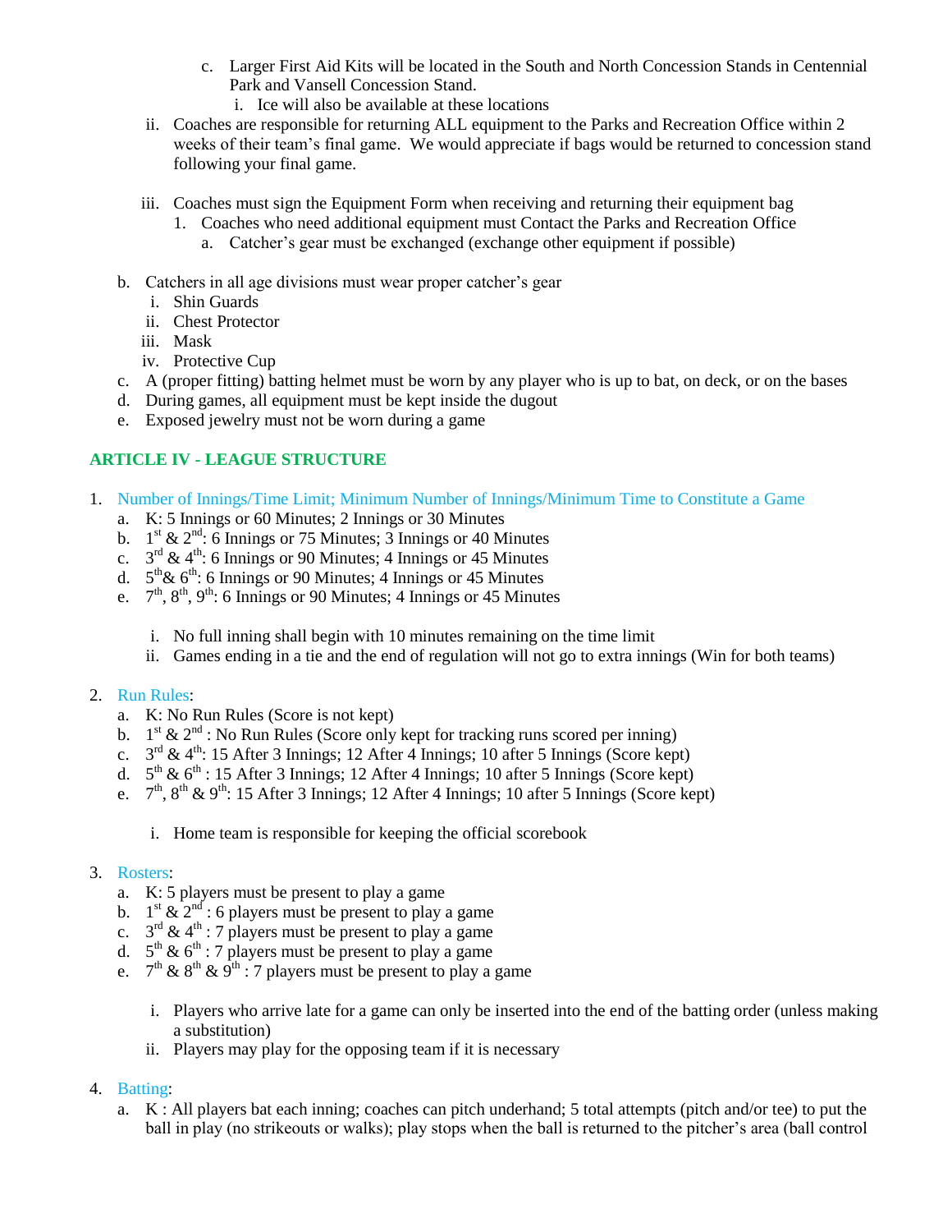c. Larger First Aid Kits will be located in the South and North Concession Stands in Centennial Park and Vansell Concession Stand.
   i. Ice will also be available at these locations

ii. Coaches are responsible for returning ALL equipment to the Parks and Recreation Office within 2 weeks of their team's final game. We would appreciate if bags would be returned to concession stand following your final game.

iii. Coaches must sign the Equipment Form when receiving and returning their equipment bag
   1. Coaches who need additional equipment must Contact the Parks and Recreation Office
      a. Catcher's gear must be exchanged (exchange other equipment if possible)

b. Catchers in all age divisions must wear proper catcher's gear
   i. Shin Guards
   ii. Chest Protector
   iii. Mask
   iv. Protective Cup
c. A (proper fitting) batting helmet must be worn by any player who is up to bat, on deck, or on the bases
d. During games, all equipment must be kept inside the dugout
e. Exposed jewelry must not be worn during a game

## ARTICLE IV - LEAGUE STRUCTURE

1. Number of Innings/Time Limit; Minimum Number of Innings/Minimum Time to Constitute a Game
   a. K: 5 Innings or 60 Minutes; 2 Innings or 30 Minutes
   b. 1st & 2nd: 6 Innings or 75 Minutes; 3 Innings or 40 Minutes
   c. 3rd & 4th: 6 Innings or 90 Minutes; 4 Innings or 45 Minutes
   d. 5th & 6th: 6 Innings or 90 Minutes; 4 Innings or 45 Minutes
   e. 7th, 8th, 9th: 6 Innings or 90 Minutes; 4 Innings or 45 Minutes

      i. No full inning shall begin with 10 minutes remaining on the time limit
      ii. Games ending in a tie and the end of regulation will not go to extra innings (Win for both teams)

2. Run Rules:
   a. K: No Run Rules (Score is not kept)
   b. 1st & 2nd : No Run Rules (Score only kept for tracking runs scored per inning)
   c. 3rd & 4th: 15 After 3 Innings; 12 After 4 Innings; 10 after 5 Innings (Score kept)
   d. 5th & 6th : 15 After 3 Innings; 12 After 4 Innings; 10 after 5 Innings (Score kept)
   e. 7th, 8th & 9th: 15 After 3 Innings; 12 After 4 Innings; 10 after 5 Innings (Score kept)

      i. Home team is responsible for keeping the official scorebook

3. Rosters:
   a. K: 5 players must be present to play a game
   b. 1st & 2nd : 6 players must be present to play a game
   c. 3rd & 4th : 7 players must be present to play a game
   d. 5th & 6th : 7 players must be present to play a game
   e. 7th & 8th & 9th : 7 players must be present to play a game

      i. Players who arrive late for a game can only be inserted into the end of the batting order (unless making a substitution)
      ii. Players may play for the opposing team if it is necessary

4. Batting:
   a. K : All players bat each inning; coaches can pitch underhand; 5 total attempts (pitch and/or tee) to put the ball in play (no strikeouts or walks); play stops when the ball is returned to the pitcher's area (ball control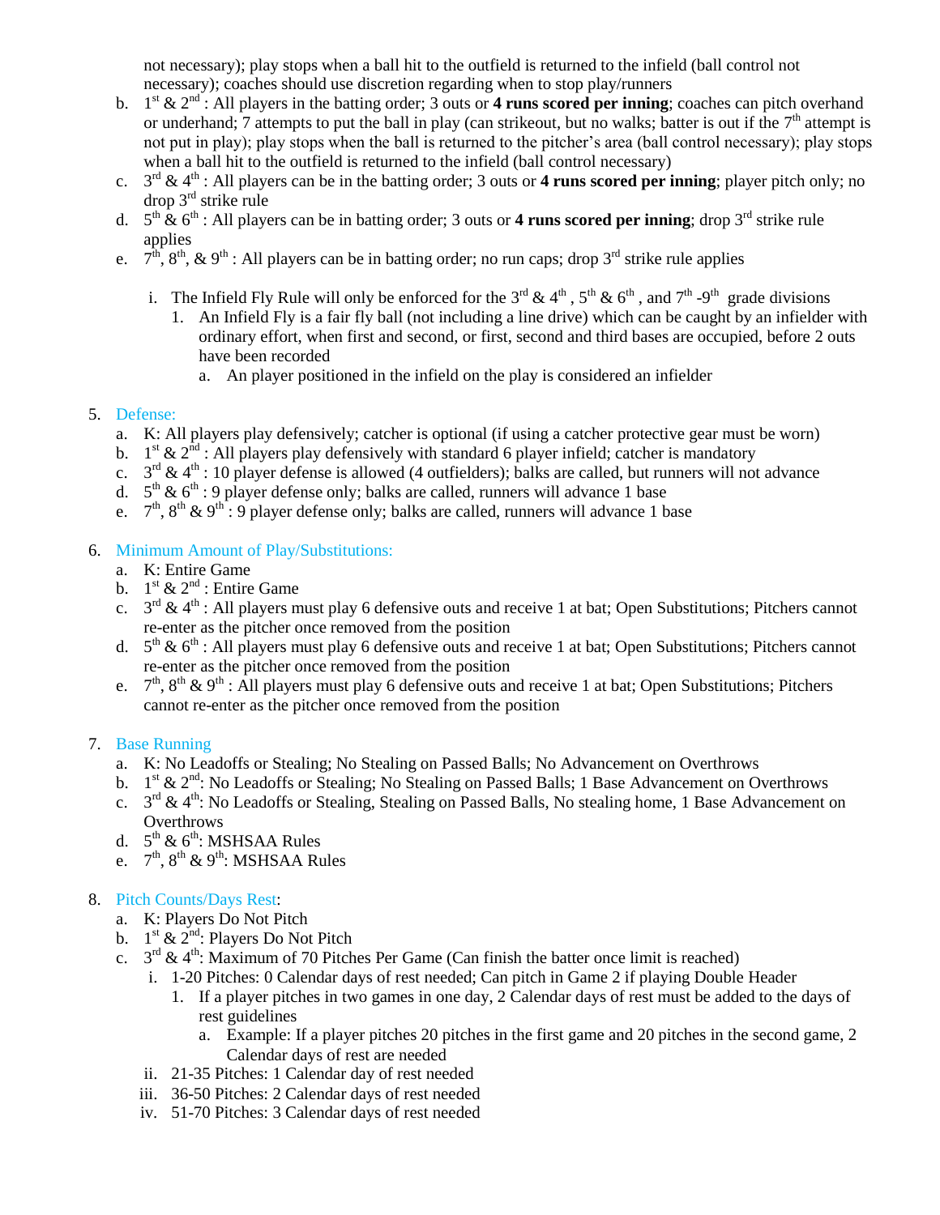not necessary); play stops when a ball hit to the outfield is returned to the infield (ball control not necessary); coaches should use discretion regarding when to stop play/runners

b. 1st & 2nd : All players in the batting order; 3 outs or **4 runs scored per inning**; coaches can pitch overhand or underhand; 7 attempts to put the ball in play (can strikeout, but no walks; batter is out if the 7th attempt is not put in play); play stops when the ball is returned to the pitcher's area (ball control necessary); play stops when a ball hit to the outfield is returned to the infield (ball control necessary)

c. 3rd & 4th : All players can be in the batting order; 3 outs or **4 runs scored per inning**; player pitch only; no drop 3rd strike rule

d. 5th & 6th : All players can be in batting order; 3 outs or **4 runs scored per inning**; drop 3rd strike rule applies

e. 7th, 8th, & 9th : All players can be in batting order; no run caps; drop 3rd strike rule applies

   i. The Infield Fly Rule will only be enforced for the 3rd & 4th , 5th & 6th , and 7th -9th grade divisions

      1. An Infield Fly is a fair fly ball (not including a line drive) which can be caught by an infielder with ordinary effort, when first and second, or first, second and third bases are occupied, before 2 outs have been recorded

         a. An player positioned in the infield on the play is considered an infielder

5. Defense:
   a. K: All players play defensively; catcher is optional (if using a catcher protective gear must be worn)
   b. 1st & 2nd : All players play defensively with standard 6 player infield; catcher is mandatory
   c. 3rd & 4th : 10 player defense is allowed (4 outfielders); balks are called, but runners will not advance
   d. 5th & 6th : 9 player defense only; balks are called, runners will advance 1 base
   e. 7th, 8th & 9th : 9 player defense only; balks are called, runners will advance 1 base

6. Minimum Amount of Play/Substitutions:
   a. K: Entire Game
   b. 1st & 2nd : Entire Game
   c. 3rd & 4th : All players must play 6 defensive outs and receive 1 at bat; Open Substitutions; Pitchers cannot re-enter as the pitcher once removed from the position
   d. 5th & 6th : All players must play 6 defensive outs and receive 1 at bat; Open Substitutions; Pitchers cannot re-enter as the pitcher once removed from the position
   e. 7th, 8th & 9th : All players must play 6 defensive outs and receive 1 at bat; Open Substitutions; Pitchers cannot re-enter as the pitcher once removed from the position

7. Base Running
   a. K: No Leadoffs or Stealing; No Stealing on Passed Balls; No Advancement on Overthrows
   b. 1st & 2nd: No Leadoffs or Stealing; No Stealing on Passed Balls; 1 Base Advancement on Overthrows
   c. 3rd & 4th: No Leadoffs or Stealing, Stealing on Passed Balls, No stealing home, 1 Base Advancement on Overthrows
   d. 5th & 6th: MSHSAA Rules
   e. 7th, 8th & 9th: MSHSAA Rules

8. Pitch Counts/Days Rest:
   a. K: Players Do Not Pitch
   b. 1st & 2nd: Players Do Not Pitch
   c. 3rd & 4th: Maximum of 70 Pitches Per Game (Can finish the batter once limit is reached)
      i. 1-20 Pitches: 0 Calendar days of rest needed; Can pitch in Game 2 if playing Double Header
         1. If a player pitches in two games in one day, 2 Calendar days of rest must be added to the days of rest guidelines
            a. Example: If a player pitches 20 pitches in the first game and 20 pitches in the second game, 2 Calendar days of rest are needed
      ii. 21-35 Pitches: 1 Calendar day of rest needed
      iii. 36-50 Pitches: 2 Calendar days of rest needed
      iv. 51-70 Pitches: 3 Calendar days of rest needed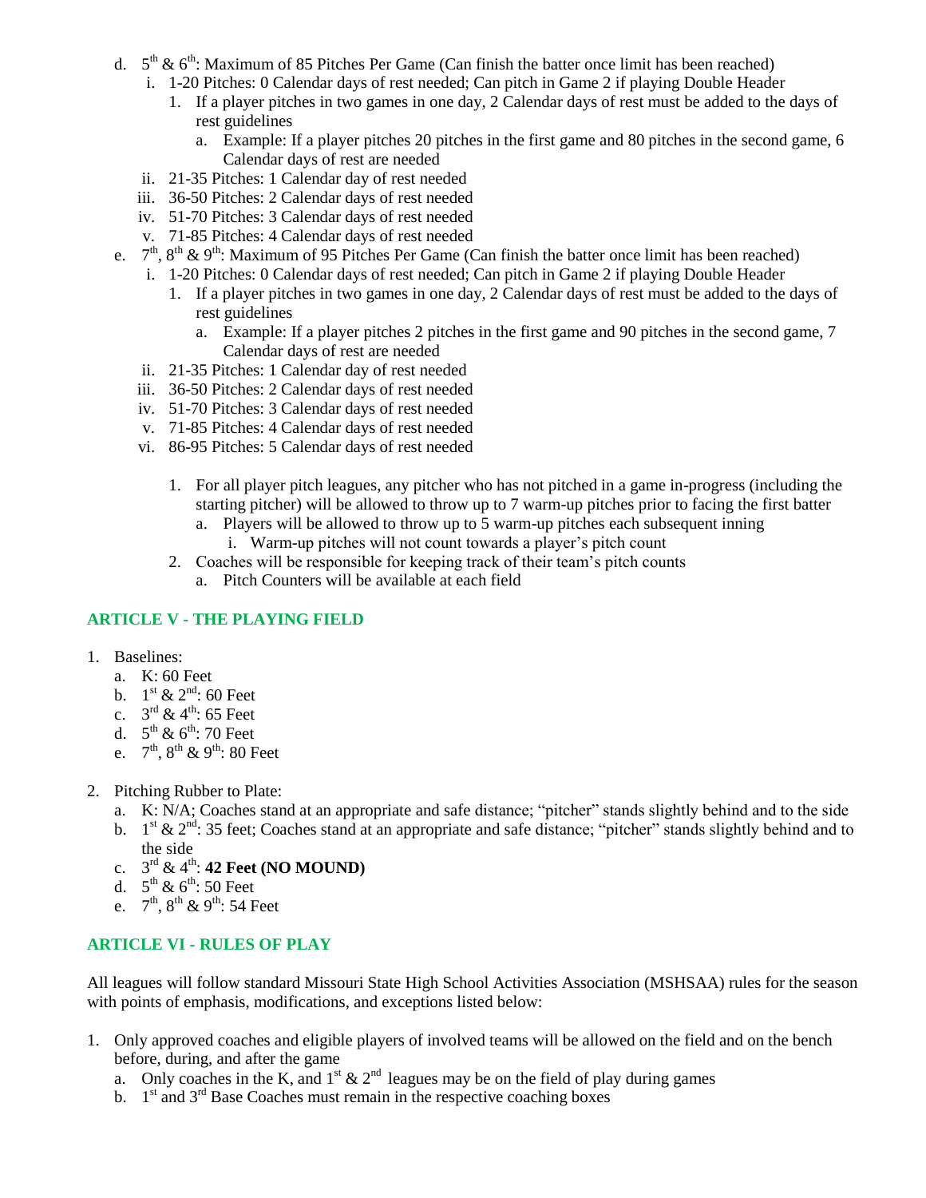d. 5th & 6th: Maximum of 85 Pitches Per Game (Can finish the batter once limit has been reached)
   i. 1-20 Pitches: 0 Calendar days of rest needed; Can pitch in Game 2 if playing Double Header
      1. If a player pitches in two games in one day, 2 Calendar days of rest must be added to the days of rest guidelines
         a. Example: If a player pitches 20 pitches in the first game and 80 pitches in the second game, 6 Calendar days of rest are needed
   ii. 21-35 Pitches: 1 Calendar day of rest needed
   iii. 36-50 Pitches: 2 Calendar days of rest needed
   iv. 51-70 Pitches: 3 Calendar days of rest needed
   v. 71-85 Pitches: 4 Calendar days of rest needed

e. 7th, 8th & 9th: Maximum of 95 Pitches Per Game (Can finish the batter once limit has been reached)
   i. 1-20 Pitches: 0 Calendar days of rest needed; Can pitch in Game 2 if playing Double Header
      1. If a player pitches in two games in one day, 2 Calendar days of rest must be added to the days of rest guidelines
         a. Example: If a player pitches 2 pitches in the first game and 90 pitches in the second game, 7 Calendar days of rest are needed
   ii. 21-35 Pitches: 1 Calendar day of rest needed
   iii. 36-50 Pitches: 2 Calendar days of rest needed
   iv. 51-70 Pitches: 3 Calendar days of rest needed
   v. 71-85 Pitches: 4 Calendar days of rest needed
   vi. 86-95 Pitches: 5 Calendar days of rest needed

      1. For all player pitch leagues, any pitcher who has not pitched in a game in-progress (including the starting pitcher) will be allowed to throw up to 7 warm-up pitches prior to facing the first batter
         a. Players will be allowed to throw up to 5 warm-up pitches each subsequent inning
            i. Warm-up pitches will not count towards a player's pitch count
      2. Coaches will be responsible for keeping track of their team's pitch counts
         a. Pitch Counters will be available at each field

## ARTICLE V - THE PLAYING FIELD

1. Baselines:
   a. K: 60 Feet
   b. 1st & 2nd: 60 Feet
   c. 3rd & 4th: 65 Feet
   d. 5th & 6th: 70 Feet
   e. 7th, 8th & 9th: 80 Feet

2. Pitching Rubber to Plate:
   a. K: N/A; Coaches stand at an appropriate and safe distance; "pitcher" stands slightly behind and to the side
   b. 1st & 2nd: 35 feet; Coaches stand at an appropriate and safe distance; "pitcher" stands slightly behind and to the side
   c. 3rd & 4th: **42 Feet (NO MOUND)**
   d. 5th & 6th: 50 Feet
   e. 7th, 8th & 9th: 54 Feet

## ARTICLE VI - RULES OF PLAY

All leagues will follow standard Missouri State High School Activities Association (MSHSAA) rules for the season with points of emphasis, modifications, and exceptions listed below:

1. Only approved coaches and eligible players of involved teams will be allowed on the field and on the bench before, during, and after the game
   a. Only coaches in the K, and 1st & 2nd leagues may be on the field of play during games
   b. 1st and 3rd Base Coaches must remain in the respective coaching boxes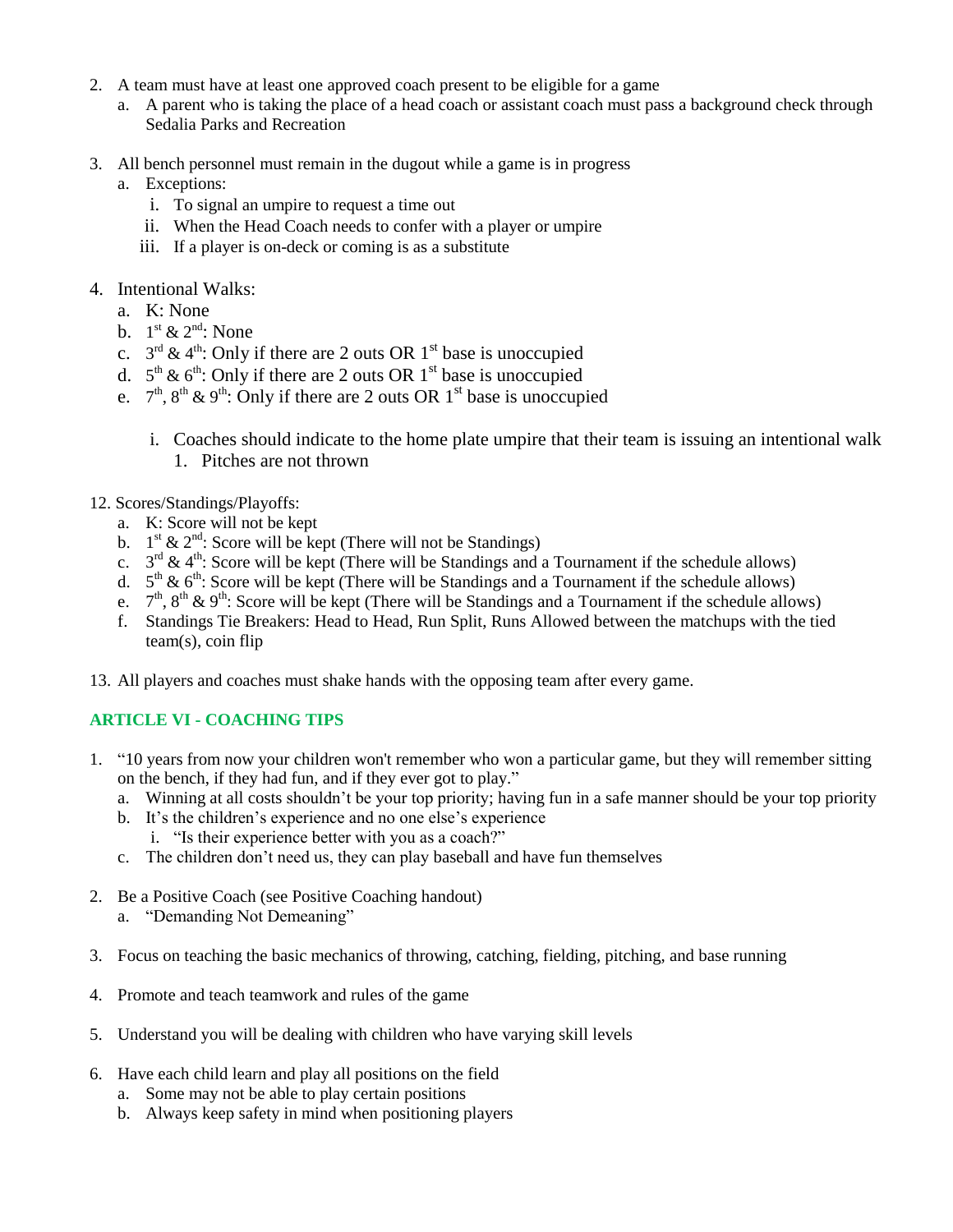2. A team must have at least one approved coach present to be eligible for a game
   a. A parent who is taking the place of a head coach or assistant coach must pass a background check through Sedalia Parks and Recreation

3. All bench personnel must remain in the dugout while a game is in progress
   a. Exceptions:
      i. To signal an umpire to request a time out
      ii. When the Head Coach needs to confer with a player or umpire
      iii. If a player is on-deck or coming is as a substitute

4. Intentional Walks:
   a. K: None
   b. 1st & 2nd: None
   c. 3rd & 4th: Only if there are 2 outs OR 1st base is unoccupied
   d. 5th & 6th: Only if there are 2 outs OR 1st base is unoccupied
   e. 7th, 8th & 9th: Only if there are 2 outs OR 1st base is unoccupied
      i. Coaches should indicate to the home plate umpire that their team is issuing an intentional walk
         1. Pitches are not thrown

12. Scores/Standings/Playoffs:
    a. K: Score will not be kept
    b. 1st & 2nd: Score will be kept (There will not be Standings)
    c. 3rd & 4th: Score will be kept (There will be Standings and a Tournament if the schedule allows)
    d. 5th & 6th: Score will be kept (There will be Standings and a Tournament if the schedule allows)
    e. 7th, 8th & 9th: Score will be kept (There will be Standings and a Tournament if the schedule allows)
    f. Standings Tie Breakers: Head to Head, Run Split, Runs Allowed between the matchups with the tied team(s), coin flip

13. All players and coaches must shake hands with the opposing team after every game.

## ARTICLE VI - COACHING TIPS

1. "10 years from now your children won't remember who won a particular game, but they will remember sitting on the bench, if they had fun, and if they ever got to play."
   a. Winning at all costs shouldn't be your top priority; having fun in a safe manner should be your top priority
   b. It's the children's experience and no one else's experience
      i. "Is their experience better with you as a coach?"
   c. The children don't need us, they can play baseball and have fun themselves

2. Be a Positive Coach (see Positive Coaching handout)
   a. "Demanding Not Demeaning"

3. Focus on teaching the basic mechanics of throwing, catching, fielding, pitching, and base running

4. Promote and teach teamwork and rules of the game

5. Understand you will be dealing with children who have varying skill levels

6. Have each child learn and play all positions on the field
   a. Some may not be able to play certain positions
   b. Always keep safety in mind when positioning players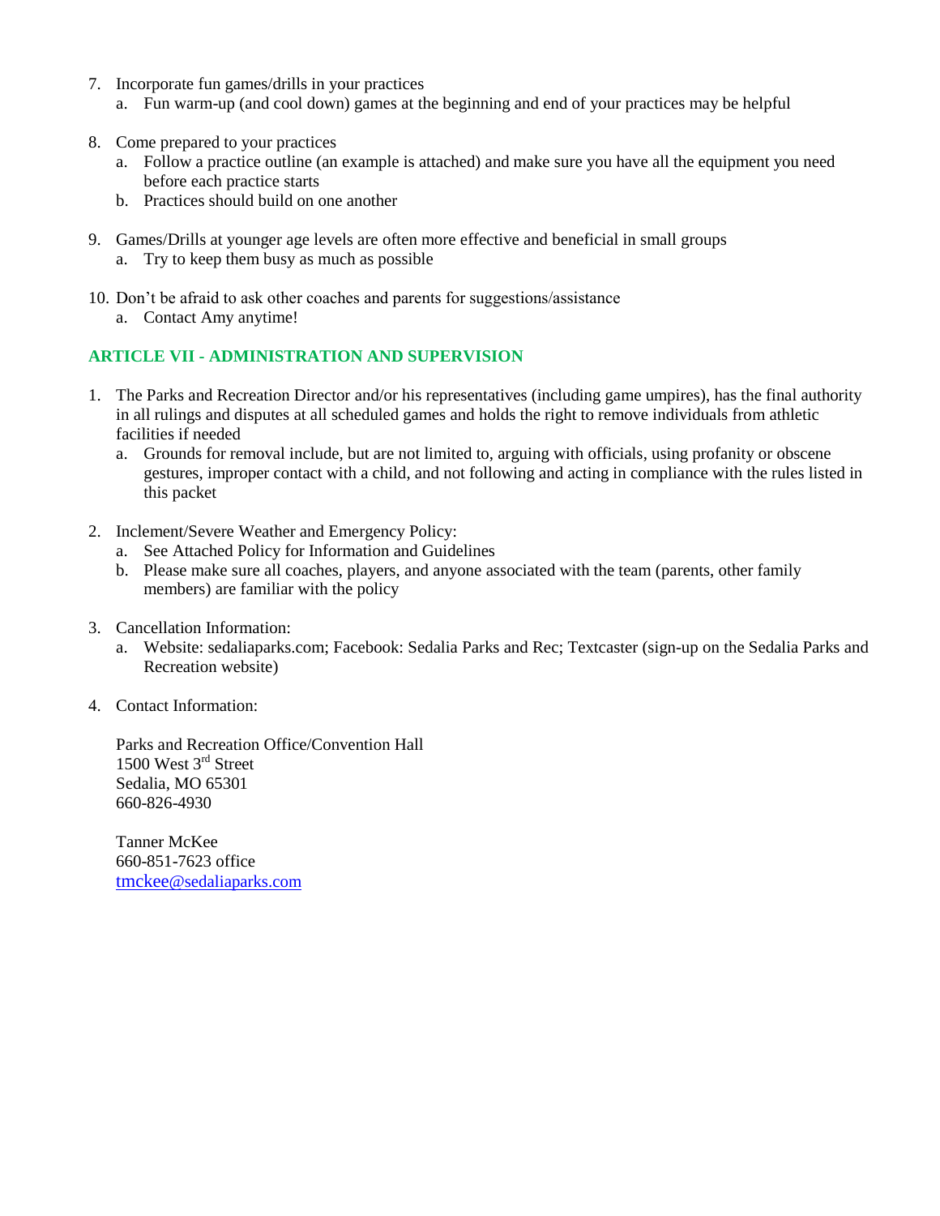7. Incorporate fun games/drills in your practices
   a. Fun warm-up (and cool down) games at the beginning and end of your practices may be helpful

8. Come prepared to your practices
   a. Follow a practice outline (an example is attached) and make sure you have all the equipment you need before each practice starts
   b. Practices should build on one another

9. Games/Drills at younger age levels are often more effective and beneficial in small groups
   a. Try to keep them busy as much as possible

10. Don't be afraid to ask other coaches and parents for suggestions/assistance
    a. Contact Amy anytime!

## ARTICLE VII - ADMINISTRATION AND SUPERVISION

1. The Parks and Recreation Director and/or his representatives (including game umpires), has the final authority in all rulings and disputes at all scheduled games and holds the right to remove individuals from athletic facilities if needed
   a. Grounds for removal include, but are not limited to, arguing with officials, using profanity or obscene gestures, improper contact with a child, and not following and acting in compliance with the rules listed in this packet

2. Inclement/Severe Weather and Emergency Policy:
   a. See Attached Policy for Information and Guidelines
   b. Please make sure all coaches, players, and anyone associated with the team (parents, other family members) are familiar with the policy

3. Cancellation Information:
   a. Website: sedaliaparks.com; Facebook: Sedalia Parks and Rec; Textcaster (sign-up on the Sedalia Parks and Recreation website)

4. Contact Information:

   Parks and Recreation Office/Convention Hall
   1500 West 3rd Street
   Sedalia, MO 65301
   660-826-4930

   Tanner McKee
   660-851-7623 office
   tmckee@sedaliaparks.com